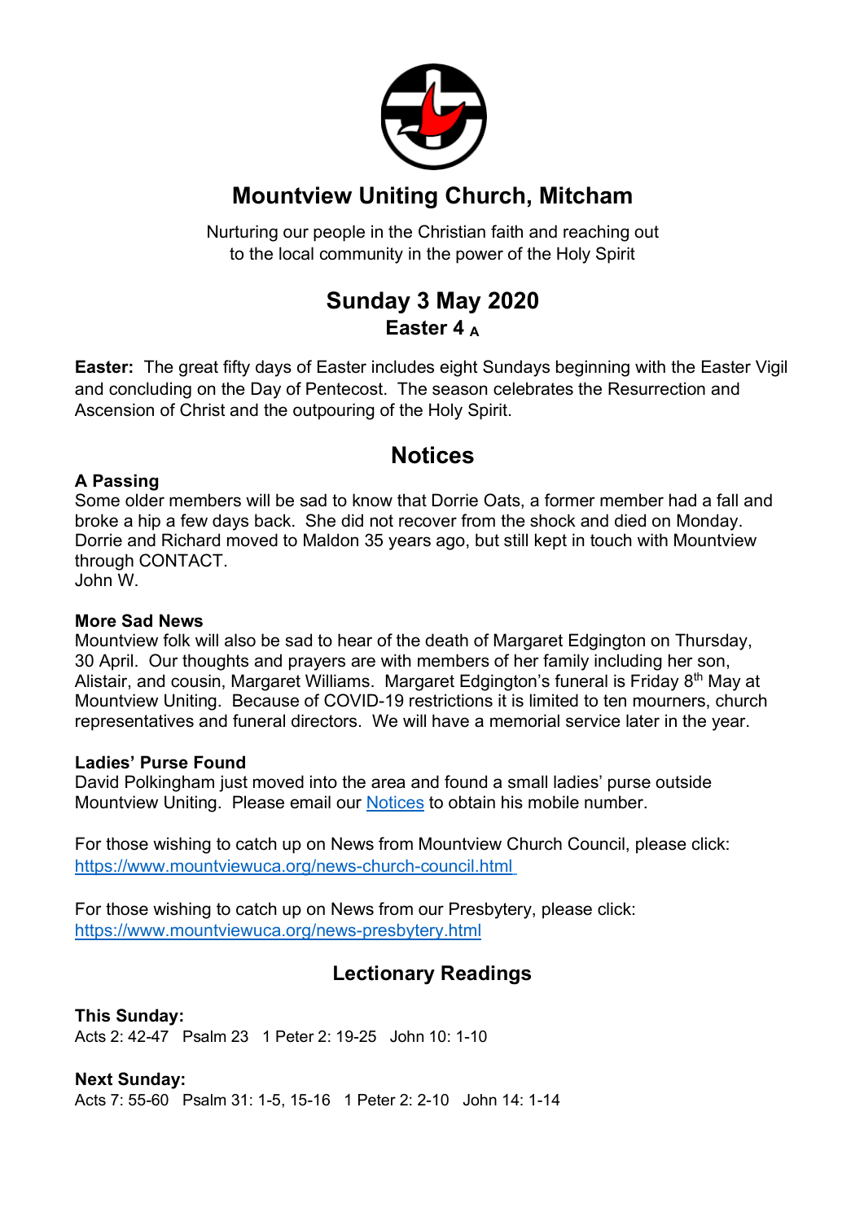# Mountview Uniting Church, Mitcham

Nurturing our people in the Christian faith and reaching out
to the local community in the power of the Holy Spirit

## Sunday 3 May 2020

### Easter 4 A

**Easter:** The great fifty days of Easter includes eight Sundays beginning with the Easter Vigil and concluding on the Day of Pentecost. The season celebrates the Resurrection and Ascension of Christ and the outpouring of the Holy Spirit.

## Notices

**A Passing**
Some older members will be sad to know that Dorrie Oats, a former member had a fall and broke a hip a few days back. She did not recover from the shock and died on Monday. Dorrie and Richard moved to Maldon 35 years ago, but still kept in touch with Mountview through CONTACT.
John W.

**More Sad News**
Mountview folk will also be sad to hear of the death of Margaret Edgington on Thursday, 30 April. Our thoughts and prayers are with members of her family including her son, Alistair, and cousin, Margaret Williams. Margaret Edgington's funeral is Friday 8th May at Mountview Uniting. Because of COVID-19 restrictions it is limited to ten mourners, church representatives and funeral directors. We will have a memorial service later in the year.

**Ladies' Purse Found**
David Polkingham just moved into the area and found a small ladies' purse outside Mountview Uniting. Please email our Notices to obtain his mobile number.

For those wishing to catch up on News from Mountview Church Council, please click:
https://www.mountviewuca.org/news-church-council.html

For those wishing to catch up on News from our Presbytery, please click:
https://www.mountviewuca.org/news-presbytery.html

### Lectionary Readings

**This Sunday:**
Acts 2: 42-47 Psalm 23 1 Peter 2: 19-25 John 10: 1-10

**Next Sunday:**
Acts 7: 55-60 Psalm 31: 1-5, 15-16 1 Peter 2: 2-10 John 14: 1-14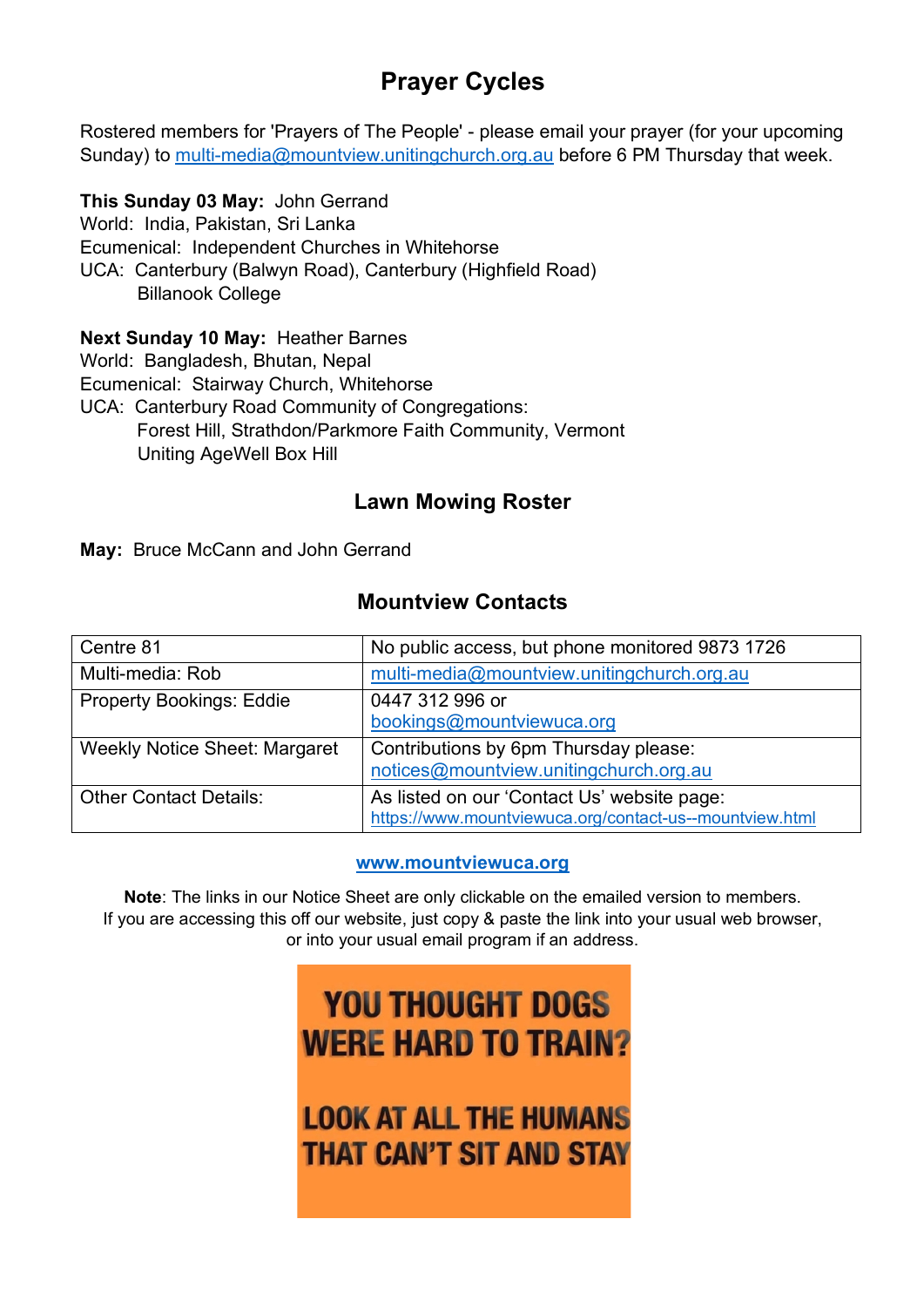## Prayer Cycles

Rostered members for 'Prayers of The People' - please email your prayer (for your upcoming Sunday) to multi-media@mountview.unitingchurch.org.au before 6 PM Thursday that week.

**This Sunday 03 May:** John Gerrand
World: India, Pakistan, Sri Lanka
Ecumenical: Independent Churches in Whitehorse
UCA: Canterbury (Balwyn Road), Canterbury (Highfield Road)
Billanook College

**Next Sunday 10 May:** Heather Barnes
World: Bangladesh, Bhutan, Nepal
Ecumenical: Stairway Church, Whitehorse
UCA: Canterbury Road Community of Congregations:
Forest Hill, Strathdon/Parkmore Faith Community, Vermont
Uniting AgeWell Box Hill

### Lawn Mowing Roster

**May:** Bruce McCann and John Gerrand

### Mountview Contacts

| | |
|---|---|
| Centre 81 | No public access, but phone monitored 9873 1726 |
| Multi-media: Rob | multi-media@mountview.unitingchurch.org.au |
| Property Bookings: Eddie | 0447 312 996 or bookings@mountviewuca.org |
| Weekly Notice Sheet: Margaret | Contributions by 6pm Thursday please: notices@mountview.unitingchurch.org.au |
| Other Contact Details: | As listed on our 'Contact Us' website page: https://www.mountviewuca.org/contact-us--mountview.html |

**www.mountviewuca.org**

**Note**: The links in our Notice Sheet are only clickable on the emailed version to members. If you are accessing this off our website, just copy & paste the link into your usual web browser, or into your usual email program if an address.

YOU THOUGHT DOGS WERE HARD TO TRAIN?

LOOK AT ALL THE HUMANS THAT CAN'T SIT AND STAY